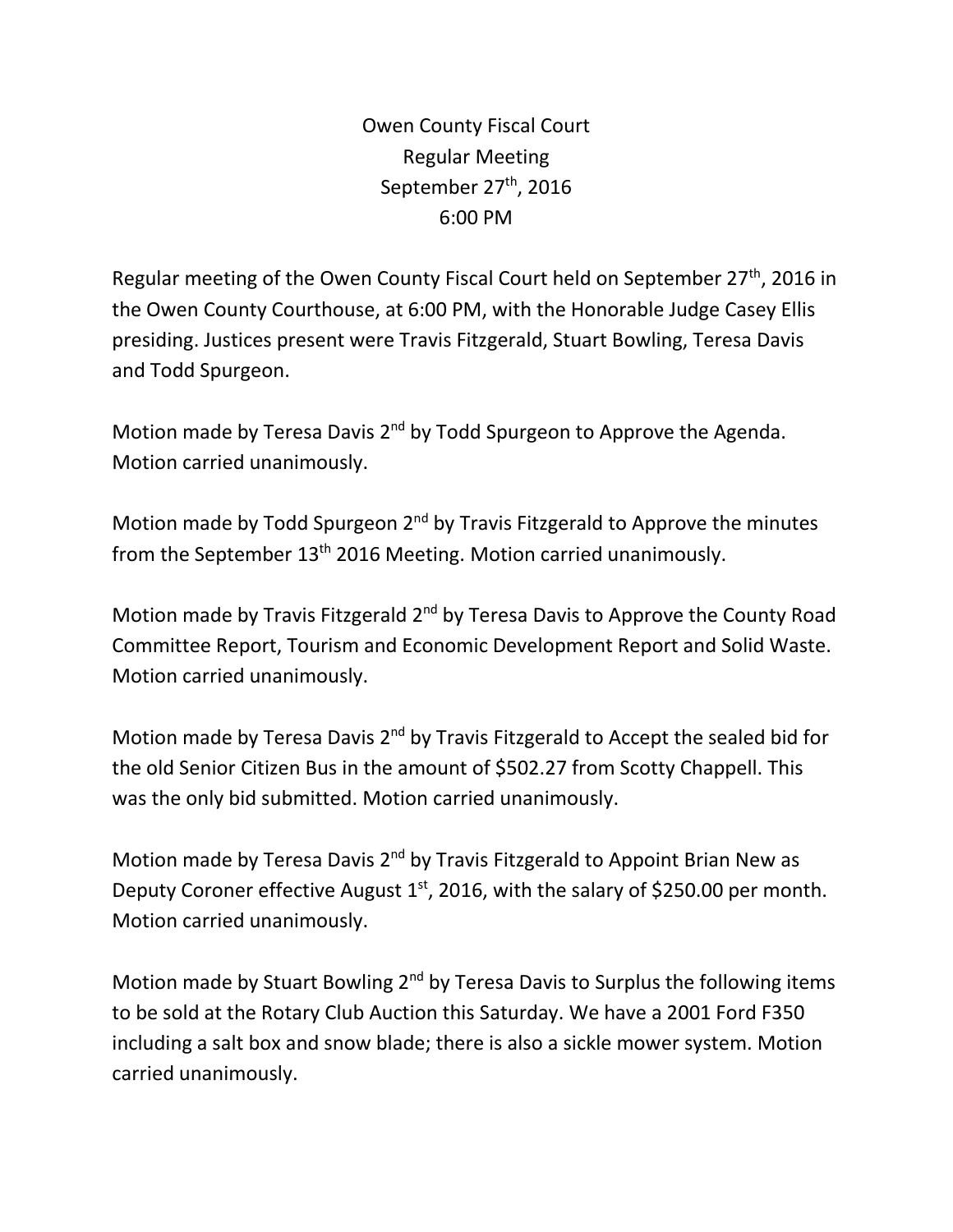# Owen County Fiscal Court
## Regular Meeting
## September 27th, 2016
## 6:00 PM

Regular meeting of the Owen County Fiscal Court held on September 27th, 2016 in the Owen County Courthouse, at 6:00 PM, with the Honorable Judge Casey Ellis presiding. Justices present were Travis Fitzgerald, Stuart Bowling, Teresa Davis and Todd Spurgeon.

Motion made by Teresa Davis 2nd by Todd Spurgeon to Approve the Agenda. Motion carried unanimously.

Motion made by Todd Spurgeon 2nd by Travis Fitzgerald to Approve the minutes from the September 13th 2016 Meeting. Motion carried unanimously.

Motion made by Travis Fitzgerald 2nd by Teresa Davis to Approve the County Road Committee Report, Tourism and Economic Development Report and Solid Waste. Motion carried unanimously.

Motion made by Teresa Davis 2nd by Travis Fitzgerald to Accept the sealed bid for the old Senior Citizen Bus in the amount of $502.27 from Scotty Chappell. This was the only bid submitted. Motion carried unanimously.

Motion made by Teresa Davis 2nd by Travis Fitzgerald to Appoint Brian New as Deputy Coroner effective August 1st, 2016, with the salary of $250.00 per month. Motion carried unanimously.

Motion made by Stuart Bowling 2nd by Teresa Davis to Surplus the following items to be sold at the Rotary Club Auction this Saturday. We have a 2001 Ford F350 including a salt box and snow blade; there is also a sickle mower system. Motion carried unanimously.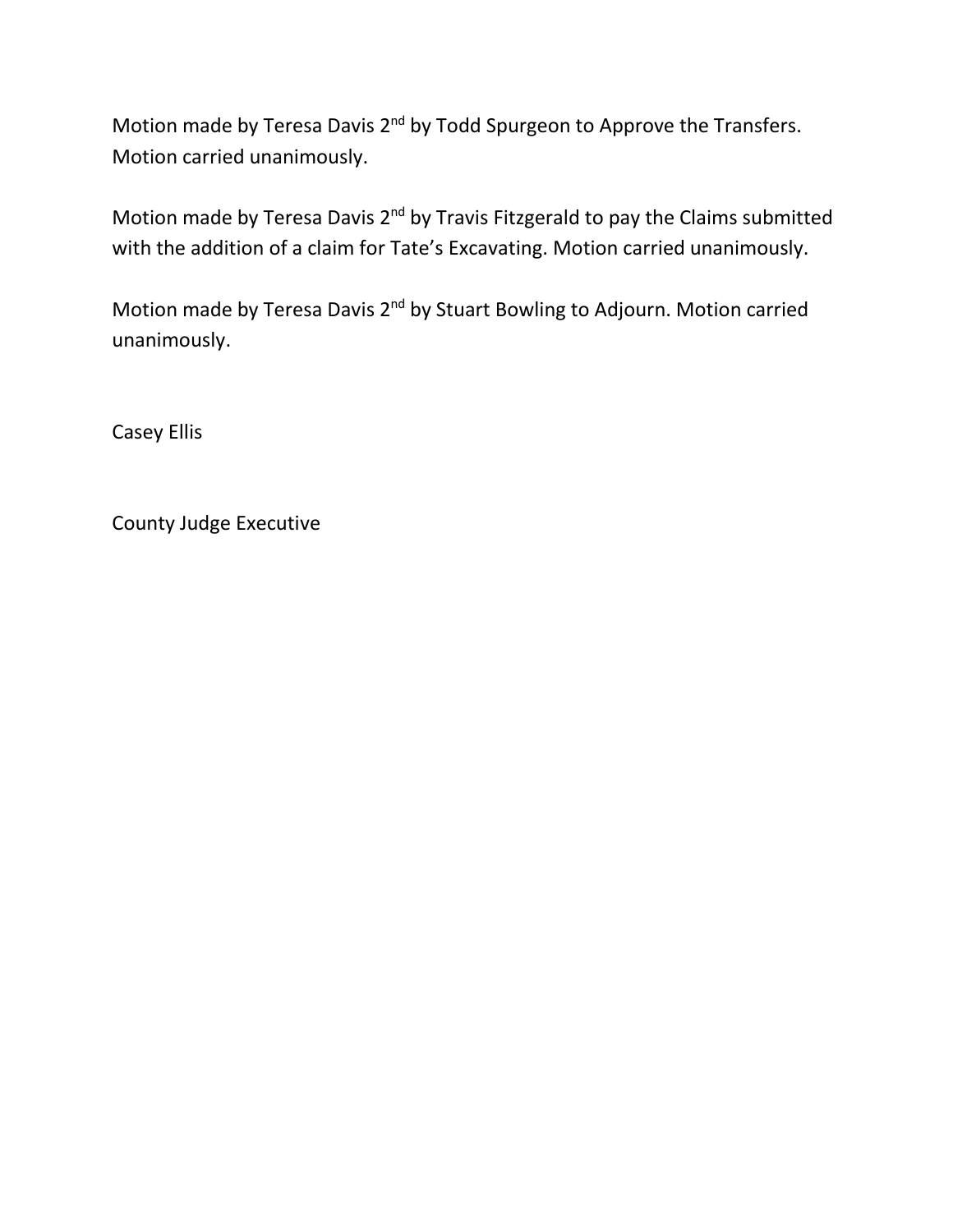Motion made by Teresa Davis 2nd by Todd Spurgeon to Approve the Transfers. Motion carried unanimously.

Motion made by Teresa Davis 2nd by Travis Fitzgerald to pay the Claims submitted with the addition of a claim for Tate's Excavating. Motion carried unanimously.

Motion made by Teresa Davis 2nd by Stuart Bowling to Adjourn. Motion carried unanimously.

Casey Ellis

County Judge Executive